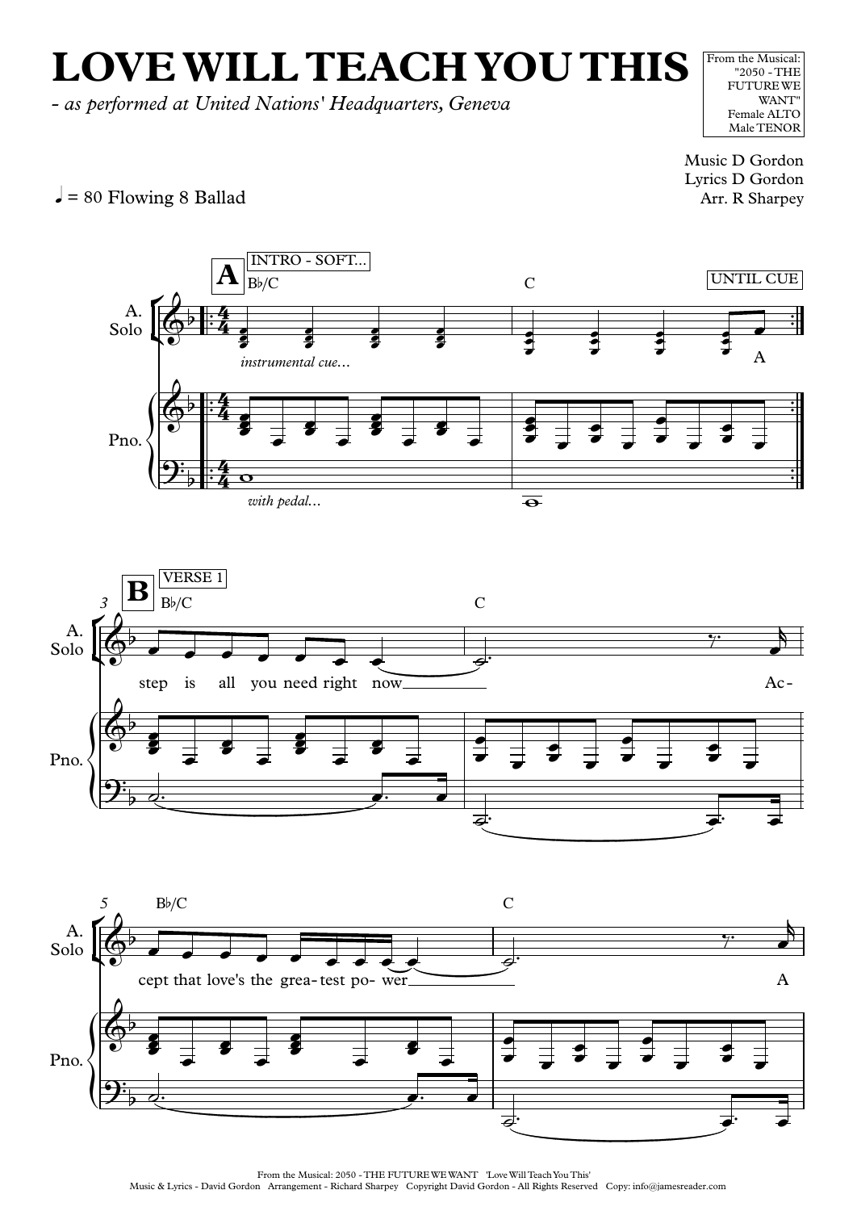# LOVE WILL TEACH YOU THIS

*- as performed at United Nations' Headquarters, Geneva*

From the Musical: "2050 - THE FUTURE WE WANT" Female ALTO Male TENOR

Music D Gordon
Lyrics D Gordon
Arr. R Sharpey

♩ = 80 Flowing 8 Ballad

**A** INTRO - SOFT...

B♭/C — C — UNTIL CUE

*instrumental cue...* A

*with pedal...*

**B** VERSE 1

B♭/C — C

step is all you need right now Ac-

B♭/C — C

cept that love's the grea- test po- wer A

From the Musical: 2050 - THE FUTURE WE WANT 'Love Will Teach You This'
Music & Lyrics - David Gordon Arrangement - Richard Sharpey Copyright David Gordon - All Rights Reserved Copy: info@jamesreader.com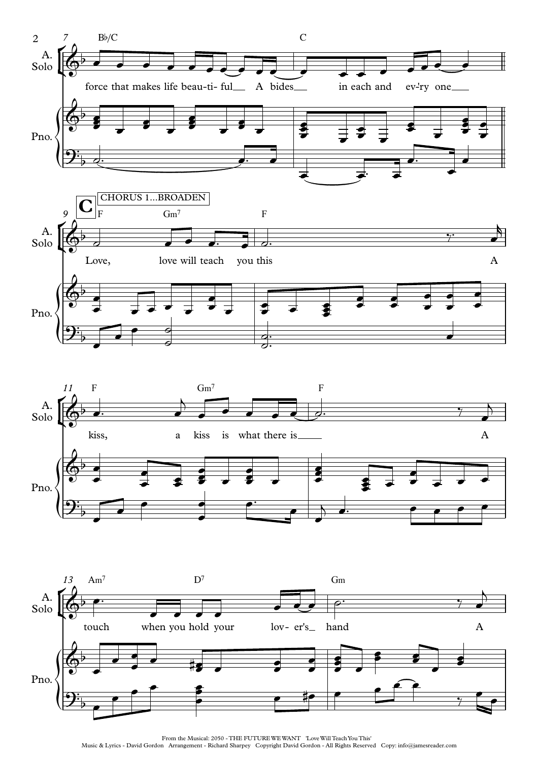**C** CHORUS 1...BROADEN

force that makes life beau-ti- ful A bides in each and ev-'ry one

Love, love will teach you this A

kiss, a kiss is what there is A

touch when you hold your lov- er's hand A

From the Musical: 2050 - THE FUTURE WE WANT 'Love Will Teach You This'
Music & Lyrics - David Gordon Arrangement - Richard Sharpey Copyright David Gordon - All Rights Reserved Copy: info@jamesreader.com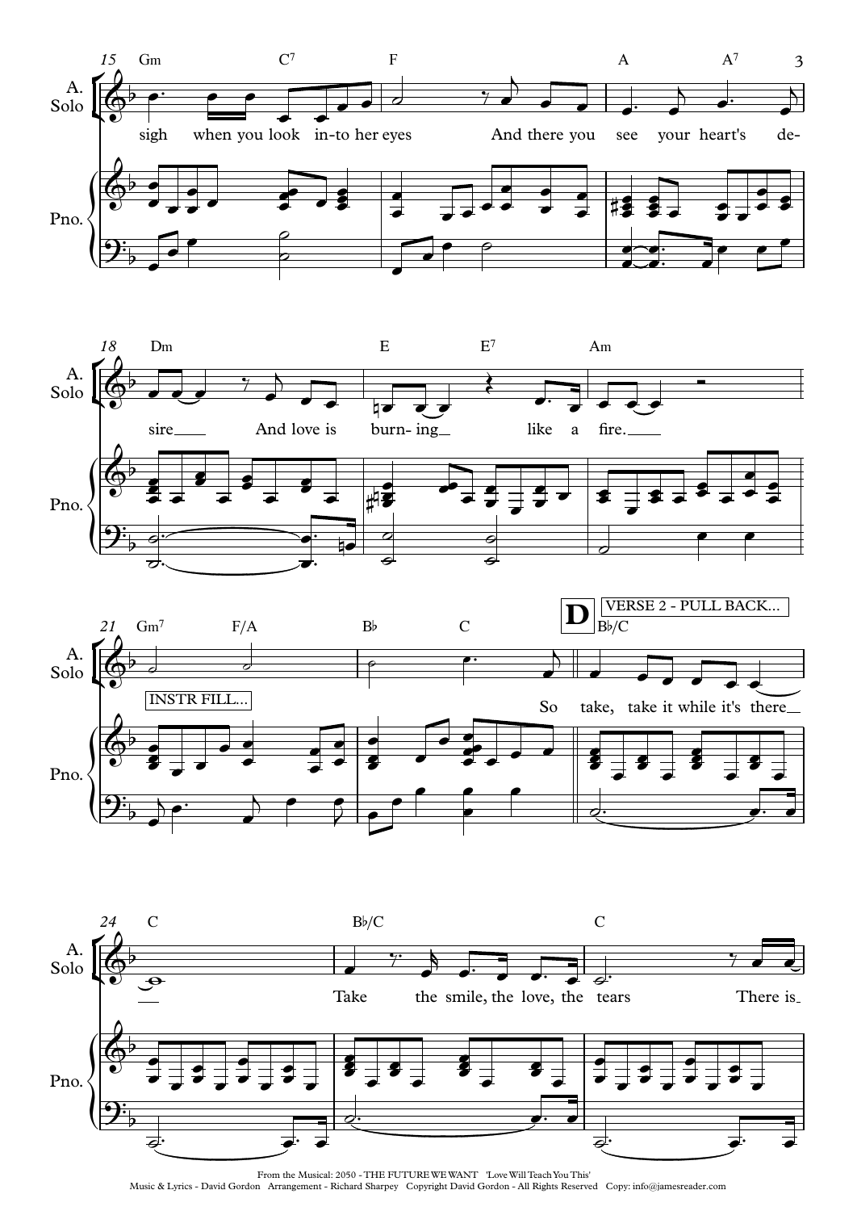**15** Gm C7 F A A7

sigh when you look in-to her eyes And there you see your heart's de-

**18** Dm E E7 Am

sire And love is burn- ing like a fire.

**21** Gm7 F/A B♭ C

INSTR FILL...

So

**D** VERSE 2 - PULL BACK... B♭/C

take, take it while it's there

**24** C B♭/C C

Take the smile, the love, the tears There is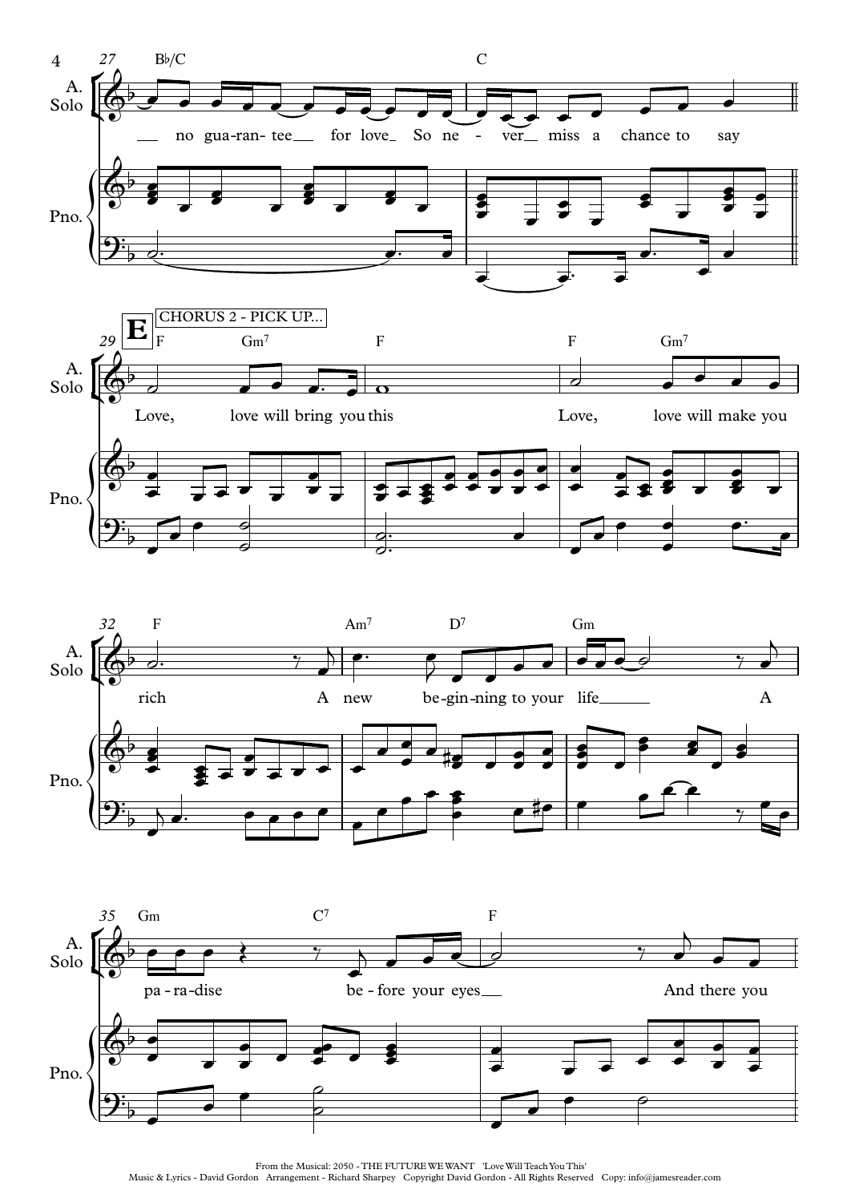**E** CHORUS 2 - PICK UP...

no guarantee for love So never miss a chance to say

Love, love will bring you this

Love, love will make you rich

A new beginning to your life

A paradise before your eyes

And there you

From the Musical: 2050 - THE FUTURE WE WANT 'Love Will Teach You This'
Music & Lyrics - David Gordon Arrangement - Richard Sharpey Copyright David Gordon - All Rights Reserved Copy: info@jamesreader.com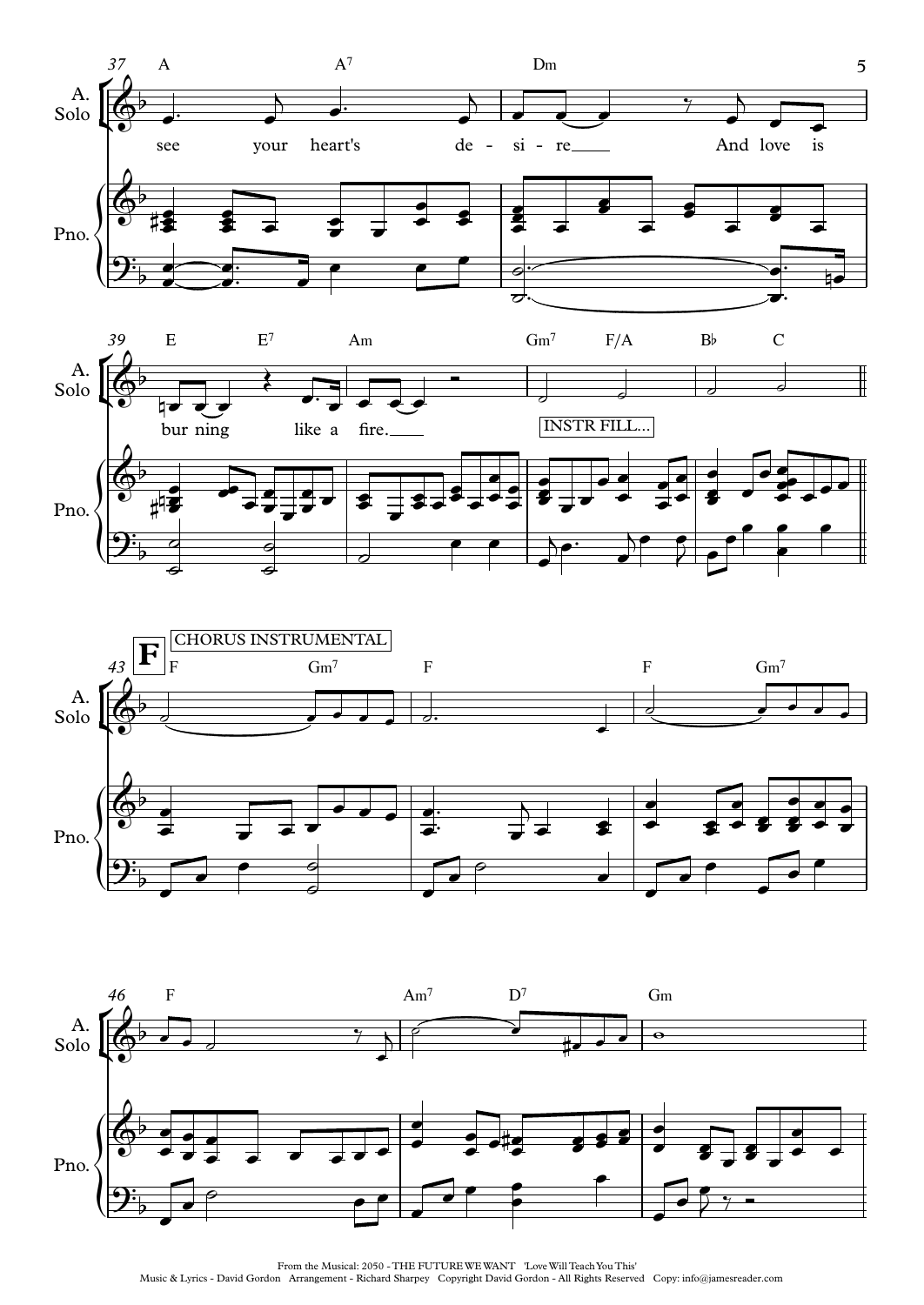A. Solo / Pno.

37 A A⁷ Dm

see your heart's de - si - re___ And love is

39 E E⁷ Am Gm⁷ F/A B♭ C

bur ning like a fire.___

INSTR FILL...

**F** CHORUS INSTRUMENTAL

43 F Gm⁷ F F Gm⁷

46 F Am⁷ D⁷ Gm

From the Musical: 2050 - THE FUTURE WE WANT 'Love Will Teach You This'
Music & Lyrics - David Gordon Arrangement - Richard Sharpey Copyright David Gordon - All Rights Reserved Copy: info@jamesreader.com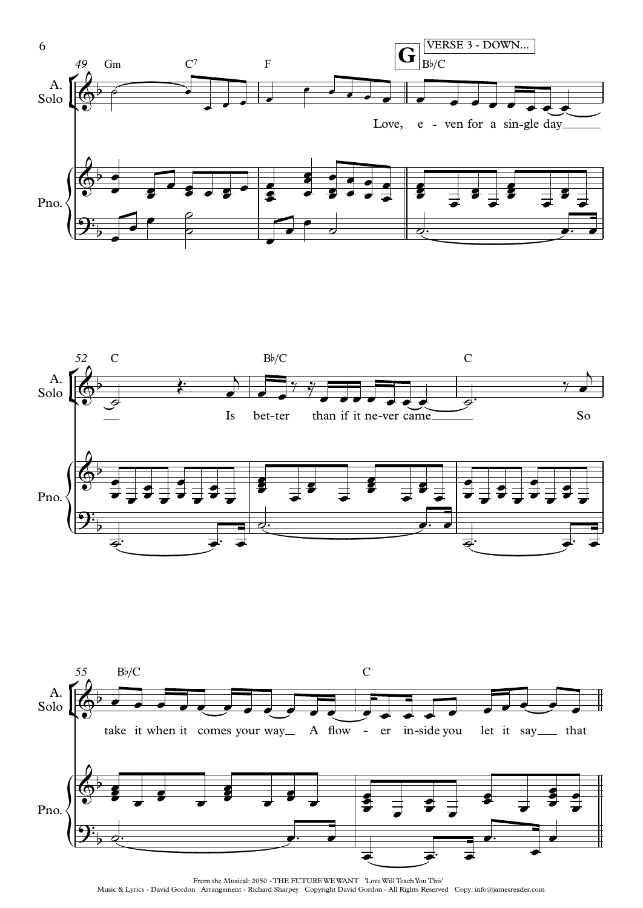**G** VERSE 3 - DOWN...

49 Gm C7 F | Bb/C

Love, e - ven for a sin-gle day

52 C | Bb/C | C

Is bet-ter than if it ne-ver came So

55 Bb/C | C

take it when it comes your way A flow - er in-side you let it say that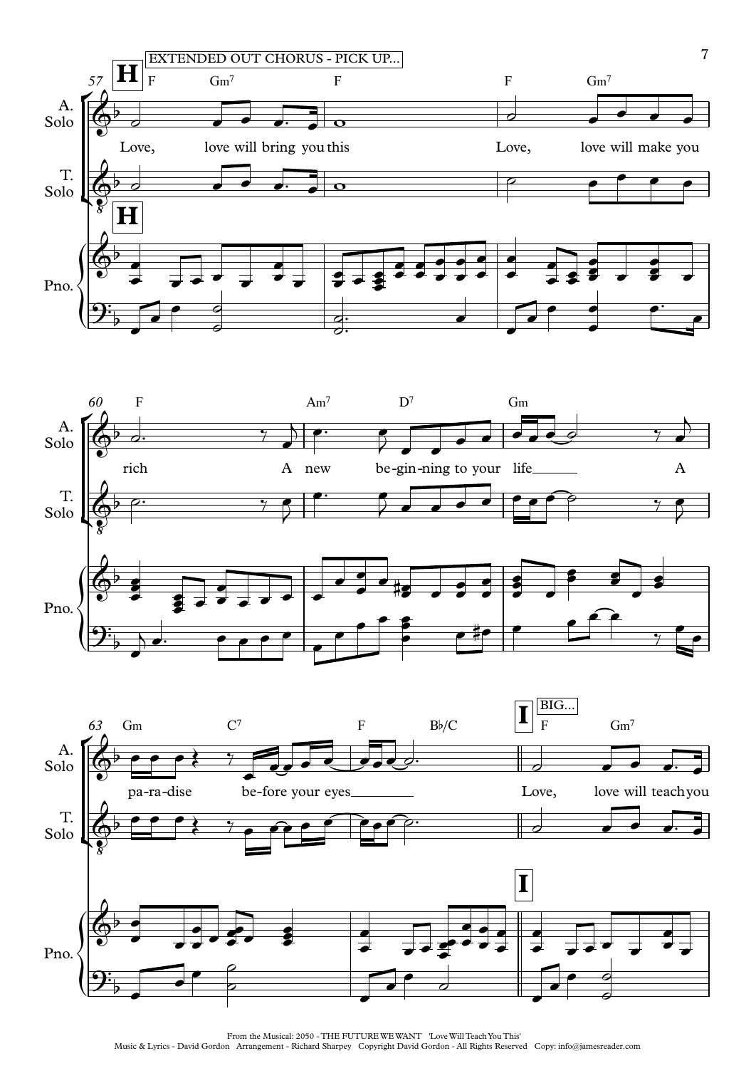**H** EXTENDED OUT CHORUS - PICK UP...

57

A. Solo: Love, love will bring you this Love, love will make you

T. Solo

Pno.

F Gm7 F F Gm7

60

F Am7 D7 Gm

A. Solo: rich A new be-gin-ning to your life A

T. Solo

Pno.

63

Gm C7 F B♭/C

**I** BIG...

F Gm7

A. Solo: pa-ra-dise be-fore your eyes Love, love will teach you

T. Solo

Pno.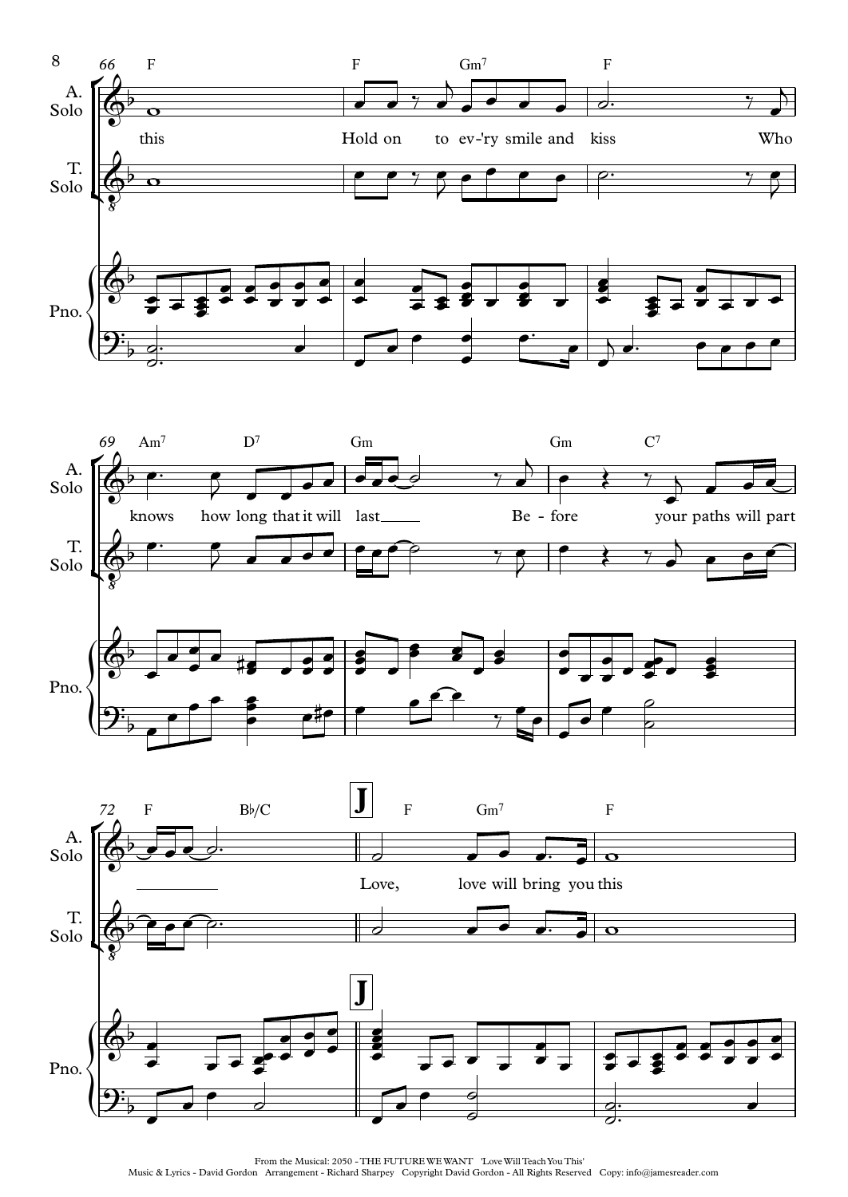From the Musical: 2050 - THE FUTURE WE WANT 'Love Will Teach You This'
Music & Lyrics - David Gordon Arrangement - Richard Sharpey Copyright David Gordon - All Rights Reserved Copy: info@jamesreader.com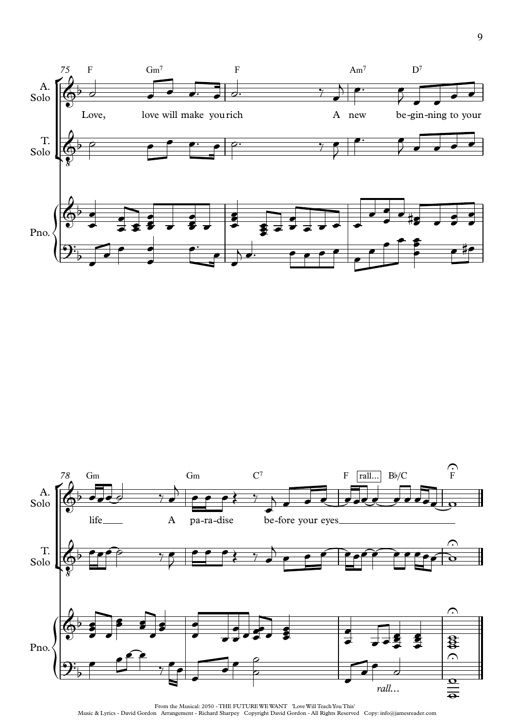From the Musical: 2050 - THE FUTURE WE WANT 'Love Will Teach You This'
Music & Lyrics - David Gordon Arrangement - Richard Sharpey Copyright David Gordon - All Rights Reserved Copy: info@jamesreader.com